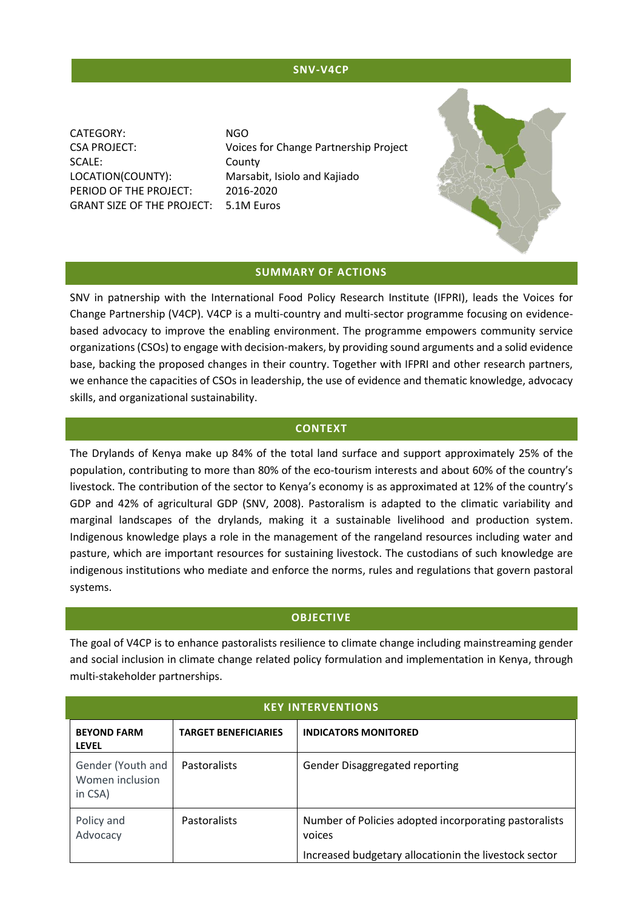# SNV-V4CP

| | |
|---|---|
| CATEGORY: | NGO |
| CSA PROJECT: | Voices for Change Partnership Project |
| SCALE: | County |
| LOCATION(COUNTY): | Marsabit, Isiolo and Kajiado |
| PERIOD OF THE PROJECT: | 2016-2020 |
| GRANT SIZE OF THE PROJECT: | 5.1M Euros |

## SUMMARY OF ACTIONS

SNV in patnership with the International Food Policy Research Institute (IFPRI), leads the Voices for Change Partnership (V4CP). V4CP is a multi-country and multi-sector programme focusing on evidence-based advocacy to improve the enabling environment. The programme empowers community service organizations (CSOs) to engage with decision-makers, by providing sound arguments and a solid evidence base, backing the proposed changes in their country. Together with IFPRI and other research partners, we enhance the capacities of CSOs in leadership, the use of evidence and thematic knowledge, advocacy skills, and organizational sustainability.

## CONTEXT

The Drylands of Kenya make up 84% of the total land surface and support approximately 25% of the population, contributing to more than 80% of the eco-tourism interests and about 60% of the country's livestock. The contribution of the sector to Kenya's economy is as approximated at 12% of the country's GDP and 42% of agricultural GDP (SNV, 2008). Pastoralism is adapted to the climatic variability and marginal landscapes of the drylands, making it a sustainable livelihood and production system. Indigenous knowledge plays a role in the management of the rangeland resources including water and pasture, which are important resources for sustaining livestock. The custodians of such knowledge are indigenous institutions who mediate and enforce the norms, rules and regulations that govern pastoral systems.

## OBJECTIVE

The goal of V4CP is to enhance pastoralists resilience to climate change including mainstreaming gender and social inclusion in climate change related policy formulation and implementation in Kenya, through multi-stakeholder partnerships.

## KEY INTERVENTIONS

| BEYOND FARM LEVEL | TARGET BENEFICIARIES | INDICATORS MONITORED |
|---|---|---|
| Gender (Youth and Women inclusion in CSA) | Pastoralists | Gender Disaggregated reporting |
| Policy and Advocacy | Pastoralists | Number of Policies adopted incorporating pastoralists voices<br><br>Increased budgetary allocationin the livestock sector |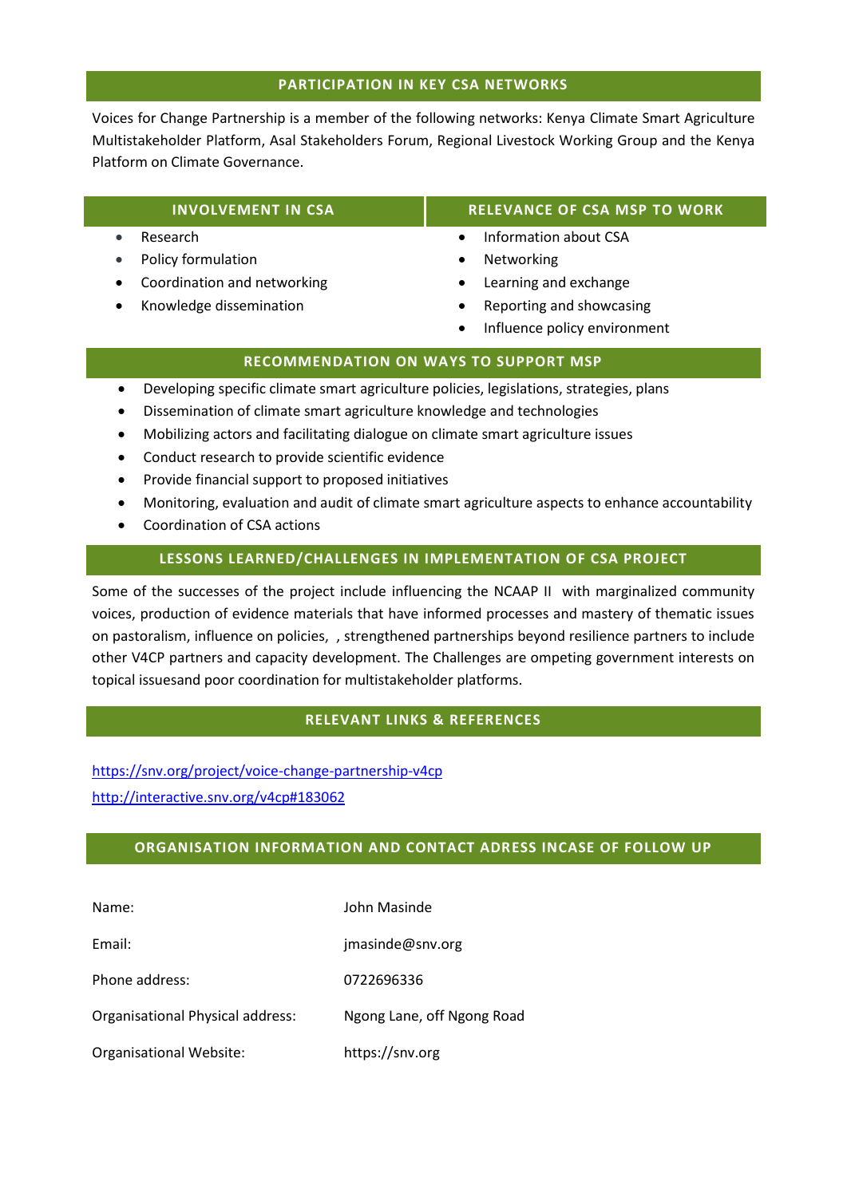## PARTICIPATION IN KEY CSA NETWORKS

Voices for Change Partnership is a member of the following networks: Kenya Climate Smart Agriculture Multistakeholder Platform, Asal Stakeholders Forum, Regional Livestock Working Group and the Kenya Platform on Climate Governance.

## INVOLVEMENT IN CSA

- Research
- Policy formulation
- Coordination and networking
- Knowledge dissemination

## RELEVANCE OF CSA MSP TO WORK

- Information about CSA
- Networking
- Learning and exchange
- Reporting and showcasing
- Influence policy environment

## RECOMMENDATION ON WAYS TO SUPPORT MSP

- Developing specific climate smart agriculture policies, legislations, strategies, plans
- Dissemination of climate smart agriculture knowledge and technologies
- Mobilizing actors and facilitating dialogue on climate smart agriculture issues
- Conduct research to provide scientific evidence
- Provide financial support to proposed initiatives
- Monitoring, evaluation and audit of climate smart agriculture aspects to enhance accountability
- Coordination of CSA actions

## LESSONS LEARNED/CHALLENGES IN IMPLEMENTATION OF CSA PROJECT

Some of the successes of the project include influencing the NCAAP II with marginalized community voices, production of evidence materials that have informed processes and mastery of thematic issues on pastoralism, influence on policies, , strengthened partnerships beyond resilience partners to include other V4CP partners and capacity development. The Challenges are ompeting government interests on topical issuesand poor coordination for multistakeholder platforms.

## RELEVANT LINKS & REFERENCES

https://snv.org/project/voice-change-partnership-v4cp

http://interactive.snv.org/v4cp#183062

## ORGANISATION INFORMATION AND CONTACT ADRESS INCASE OF FOLLOW UP

| | |
|---|---|
| Name: | John Masinde |
| Email: | jmasinde@snv.org |
| Phone address: | 0722696336 |
| Organisational Physical address: | Ngong Lane, off Ngong Road |
| Organisational Website: | https://snv.org |